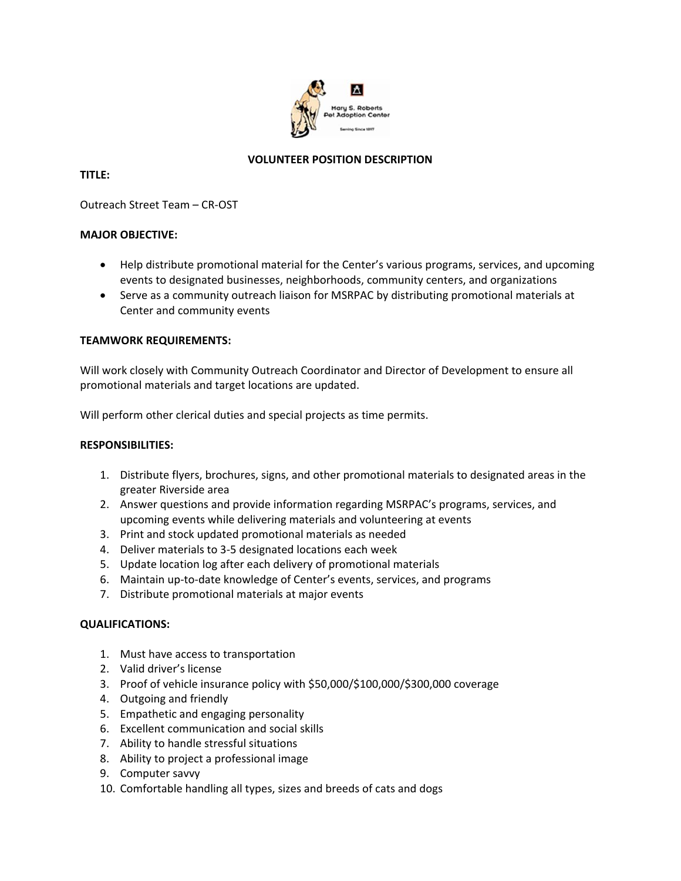# VOLUNTEER POSITION DESCRIPTION

**TITLE:**

Outreach Street Team – CR-OST

**MAJOR OBJECTIVE:**

- Help distribute promotional material for the Center's various programs, services, and upcoming events to designated businesses, neighborhoods, community centers, and organizations
- Serve as a community outreach liaison for MSRPAC by distributing promotional materials at Center and community events

**TEAMWORK REQUIREMENTS:**

Will work closely with Community Outreach Coordinator and Director of Development to ensure all promotional materials and target locations are updated.

Will perform other clerical duties and special projects as time permits.

**RESPONSIBILITIES:**

1. Distribute flyers, brochures, signs, and other promotional materials to designated areas in the greater Riverside area
2. Answer questions and provide information regarding MSRPAC's programs, services, and upcoming events while delivering materials and volunteering at events
3. Print and stock updated promotional materials as needed
4. Deliver materials to 3-5 designated locations each week
5. Update location log after each delivery of promotional materials
6. Maintain up-to-date knowledge of Center's events, services, and programs
7. Distribute promotional materials at major events

**QUALIFICATIONS:**

1. Must have access to transportation
2. Valid driver's license
3. Proof of vehicle insurance policy with $50,000/$100,000/$300,000 coverage
4. Outgoing and friendly
5. Empathetic and engaging personality
6. Excellent communication and social skills
7. Ability to handle stressful situations
8. Ability to project a professional image
9. Computer savvy
10. Comfortable handling all types, sizes and breeds of cats and dogs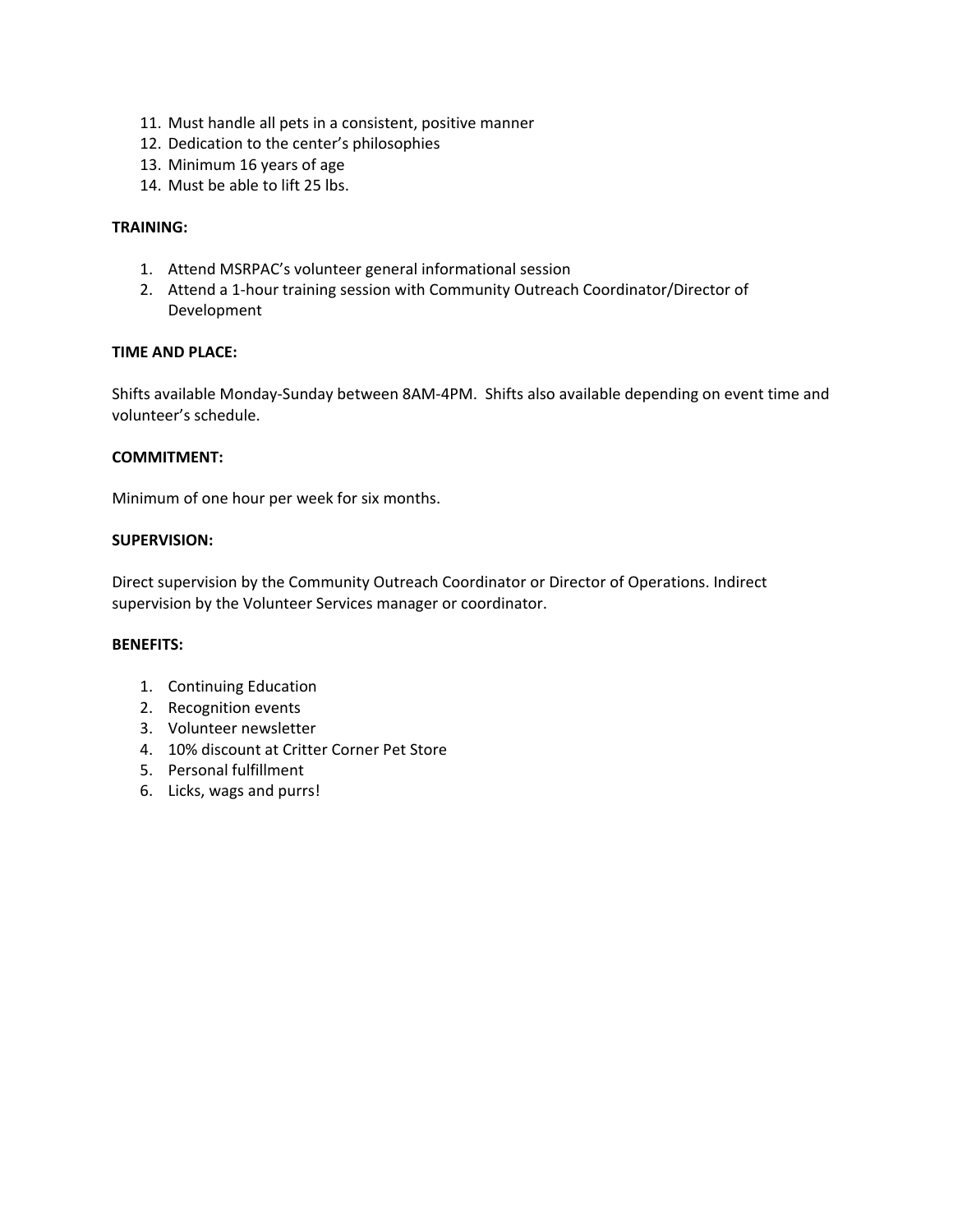11. Must handle all pets in a consistent, positive manner
12. Dedication to the center's philosophies
13. Minimum 16 years of age
14. Must be able to lift 25 lbs.

**TRAINING:**

1. Attend MSRPAC's volunteer general informational session
2. Attend a 1-hour training session with Community Outreach Coordinator/Director of Development

**TIME AND PLACE:**

Shifts available Monday-Sunday between 8AM-4PM. Shifts also available depending on event time and volunteer's schedule.

**COMMITMENT:**

Minimum of one hour per week for six months.

**SUPERVISION:**

Direct supervision by the Community Outreach Coordinator or Director of Operations. Indirect supervision by the Volunteer Services manager or coordinator.

**BENEFITS:**

1. Continuing Education
2. Recognition events
3. Volunteer newsletter
4. 10% discount at Critter Corner Pet Store
5. Personal fulfillment
6. Licks, wags and purrs!